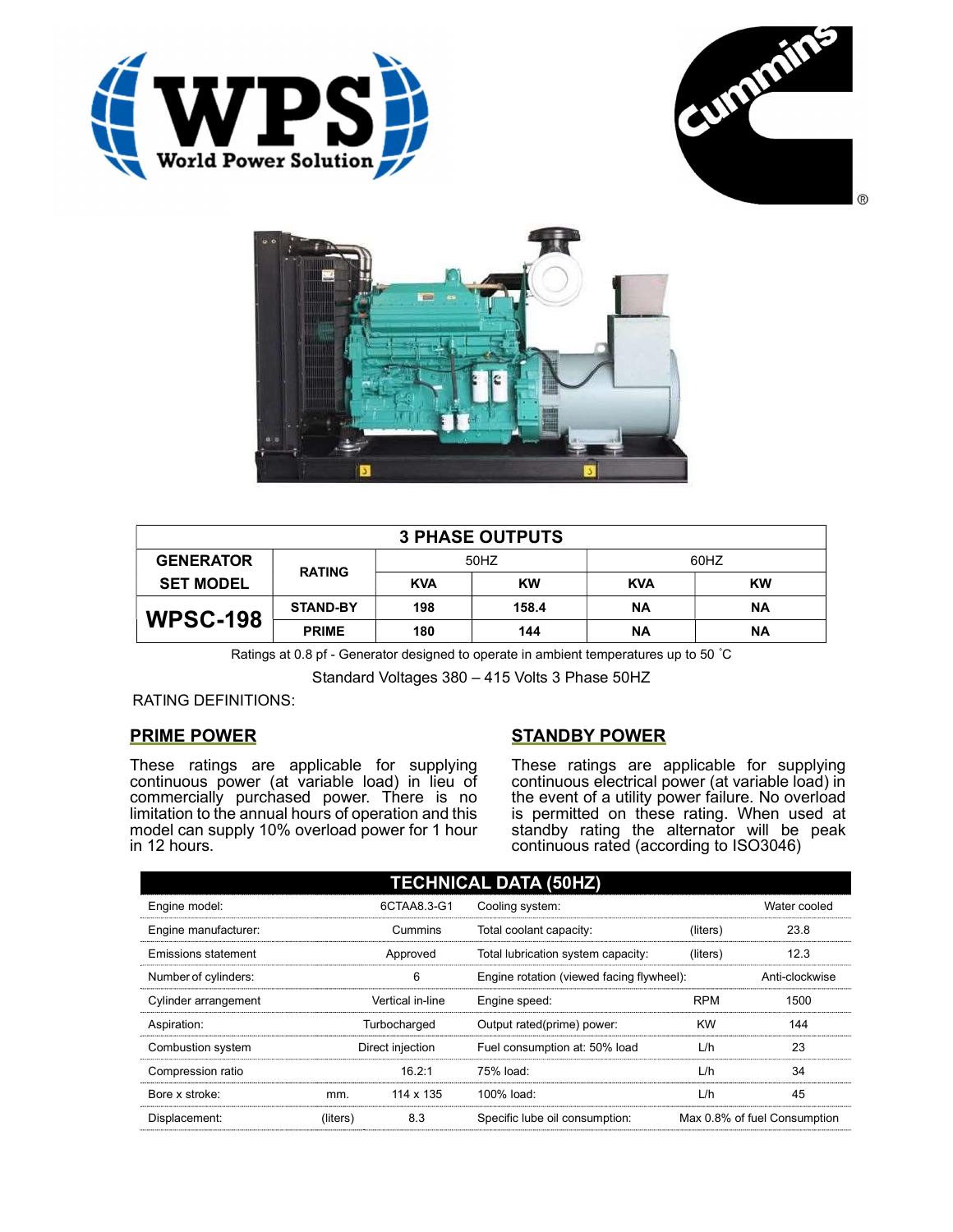| 3 PHASE OUTPUTS | | | | | |
|---|---|---|---|---|---|
| GENERATOR SET MODEL | RATING | 50HZ | | 60HZ | |
| | | KVA | KW | KVA | KW |
| WPSC-198 | STAND-BY | 198 | 158.4 | NA | NA |
| | PRIME | 180 | 144 | NA | NA |

Ratings at 0.8 pf - Generator designed to operate in ambient temperatures up to 50 ˚C

Standard Voltages 380 – 415 Volts 3 Phase 50HZ

RATING DEFINITIONS:

## PRIME POWER

These ratings are applicable for supplying continuous power (at variable load) in lieu of commercially purchased power. There is no limitation to the annual hours of operation and this model can supply 10% overload power for 1 hour in 12 hours.

## STANDBY POWER

These ratings are applicable for supplying continuous electrical power (at variable load) in the event of a utility power failure. No overload is permitted on these rating. When used at standby rating the alternator will be peak continuous rated (according to ISO3046)

| TECHNICAL DATA (50HZ) | | | | | |
|---|---|---|---|---|---|
| Engine model: | | 6CTAA8.3-G1 | Cooling system: | | Water cooled |
| Engine manufacturer: | | Cummins | Total coolant capacity: | (liters) | 23.8 |
| Emissions statement | | Approved | Total lubrication system capacity: | (liters) | 12.3 |
| Number of cylinders: | | 6 | Engine rotation (viewed facing flywheel): | | Anti-clockwise |
| Cylinder arrangement | | Vertical in-line | Engine speed: | RPM | 1500 |
| Aspiration: | | Turbocharged | Output rated(prime) power: | KW | 144 |
| Combustion system | | Direct injection | Fuel consumption at: 50% load | L/h | 23 |
| Compression ratio | | 16.2:1 | 75% load: | L/h | 34 |
| Bore x stroke: | mm. | 114 x 135 | 100% load: | L/h | 45 |
| Displacement: | (liters) | 8.3 | Specific lube oil consumption: | | Max 0.8% of fuel Consumption |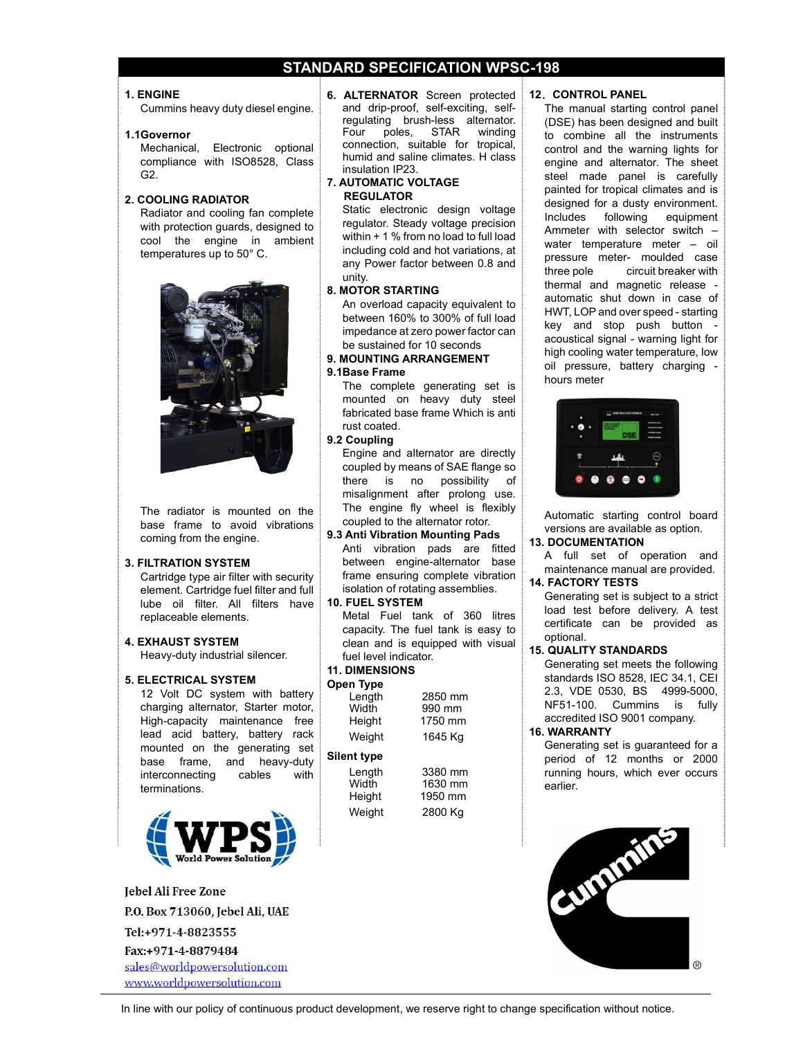# STANDARD SPECIFICATION WPSC-198

## 1. ENGINE

Cummins heavy duty diesel engine.

### 1.1Governor

Mechanical, Electronic optional compliance with ISO8528, Class G2.

## 2. COOLING RADIATOR

Radiator and cooling fan complete with protection guards, designed to cool the engine in ambient temperatures up to 50° C.

The radiator is mounted on the base frame to avoid vibrations coming from the engine.

## 3. FILTRATION SYSTEM

Cartridge type air filter with security element. Cartridge fuel filter and full lube oil filter. All filters have replaceable elements.

## 4. EXHAUST SYSTEM

Heavy-duty industrial silencer.

## 5. ELECTRICAL SYSTEM

12 Volt DC system with battery charging alternator, Starter motor, High-capacity maintenance free lead acid battery, battery rack mounted on the generating set base frame, and heavy-duty interconnecting cables with terminations.

## 6. ALTERNATOR

Screen protected and drip-proof, self-exciting, self-regulating brush-less alternator. Four poles, STAR winding connection, suitable for tropical, humid and saline climates. H class insulation IP23.

## 7. AUTOMATIC VOLTAGE REGULATOR

Static electronic design voltage regulator. Steady voltage precision within + 1 % from no load to full load including cold and hot variations, at any Power factor between 0.8 and unity.

## 8. MOTOR STARTING

An overload capacity equivalent to between 160% to 300% of full load impedance at zero power factor can be sustained for 10 seconds

## 9. MOUNTING ARRANGEMENT

### 9.1Base Frame

The complete generating set is mounted on heavy duty steel fabricated base frame Which is anti rust coated.

### 9.2 Coupling

Engine and alternator are directly coupled by means of SAE flange so there is no possibility of misalignment after prolong use. The engine fly wheel is flexibly coupled to the alternator rotor.

### 9.3 Anti Vibration Mounting Pads

Anti vibration pads are fitted between engine-alternator base frame ensuring complete vibration isolation of rotating assemblies.

## 10. FUEL SYSTEM

Metal Fuel tank of 360 litres capacity. The fuel tank is easy to clean and is equipped with visual fuel level indicator.

## 11. DIMENSIONS

**Open Type**

| | |
|---|---|
| Length | 2850 mm |
| Width | 990 mm |
| Height | 1750 mm |
| Weight | 1645 Kg |

**Silent type**

| | |
|---|---|
| Length | 3380 mm |
| Width | 1630 mm |
| Height | 1950 mm |
| Weight | 2800 Kg |

## 12. CONTROL PANEL

The manual starting control panel (DSE) has been designed and built to combine all the instruments control and the warning lights for engine and alternator. The sheet steel made panel is carefully painted for tropical climates and is designed for a dusty environment. Includes following equipment Ammeter with selector switch – water temperature meter – oil pressure meter- moulded case three pole circuit breaker with thermal and magnetic release - automatic shut down in case of HWT, LOP and over speed - starting key and stop push button - acoustical signal - warning light for high cooling water temperature, low oil pressure, battery charging - hours meter

Automatic starting control board versions are available as option.

## 13. DOCUMENTATION

A full set of operation and maintenance manual are provided.

## 14. FACTORY TESTS

Generating set is subject to a strict load test before delivery. A test certificate can be provided as optional.

## 15. QUALITY STANDARDS

Generating set meets the following standards ISO 8528, IEC 34.1, CEI 2.3, VDE 0530, BS 4999-5000, NF51-100. Cummins is fully accredited ISO 9001 company.

## 16. WARRANTY

Generating set is guaranteed for a period of 12 months or 2000 running hours, which ever occurs earlier.

WPS World Power Solution

Jebel Ali Free Zone
P.O. Box 713060, Jebel Ali, UAE
Tel:+971-4-8823555
Fax:+971-4-8879484
sales@worldpowersolution.com
www.worldpowersolution.com

Cummins®

In line with our policy of continuous product development, we reserve right to change specification without notice.